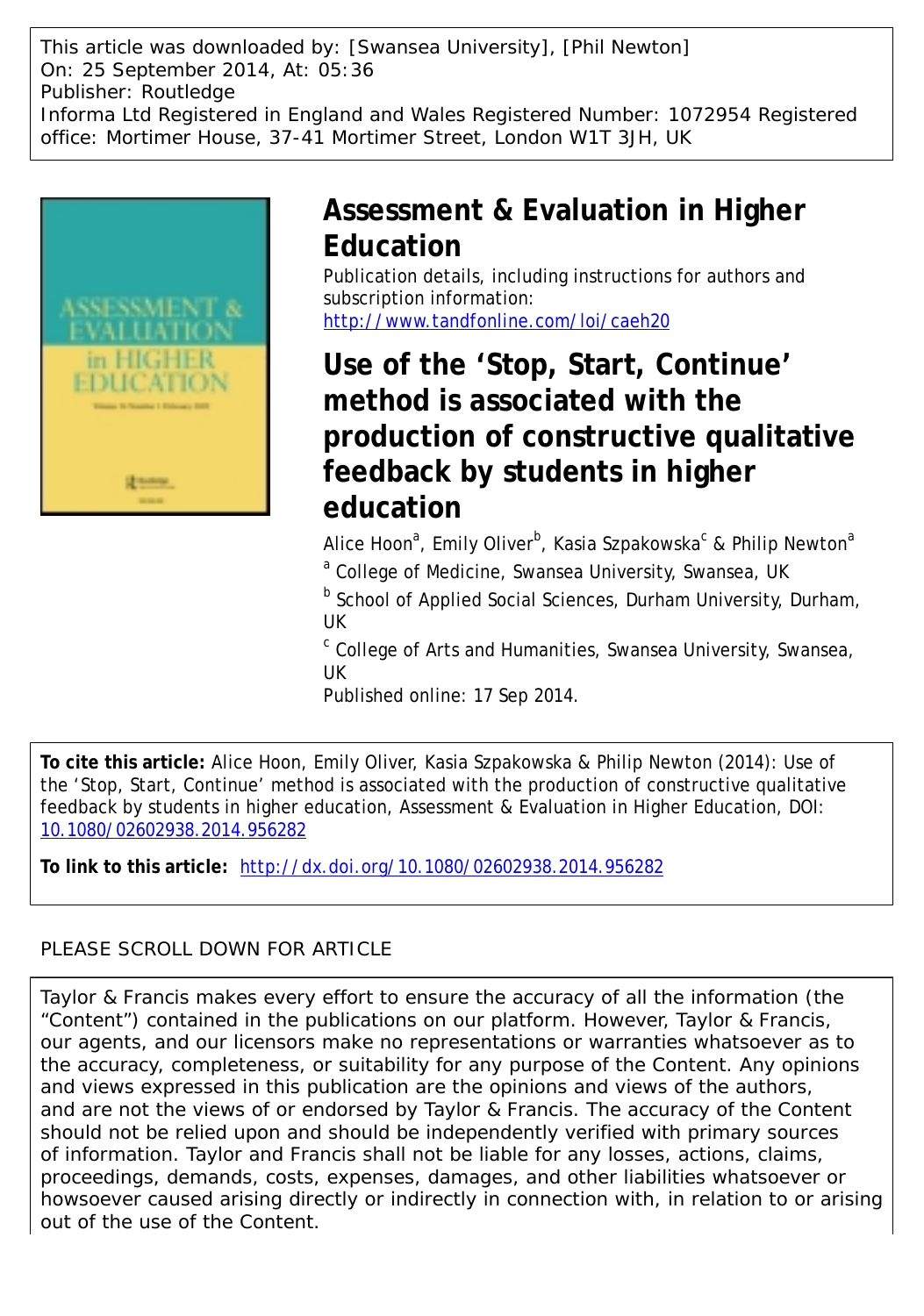This article was downloaded by: [Swansea University], [Phil Newton]
On: 25 September 2014, At: 05:36
Publisher: Routledge
Informa Ltd Registered in England and Wales Registered Number: 1072954 Registered office: Mortimer House, 37-41 Mortimer Street, London W1T 3JH, UK

# Assessment & Evaluation in Higher Education

Publication details, including instructions for authors and subscription information:
http://www.tandfonline.com/loi/caeh20

# Use of the 'Stop, Start, Continue' method is associated with the production of constructive qualitative feedback by students in higher education

Alice Hoon[a], Emily Oliver[b], Kasia Szpakowska[c] & Philip Newton[a]

[a] College of Medicine, Swansea University, Swansea, UK

[b] School of Applied Social Sciences, Durham University, Durham, UK

[c] College of Arts and Humanities, Swansea University, Swansea, UK

Published online: 17 Sep 2014.

**To cite this article:** Alice Hoon, Emily Oliver, Kasia Szpakowska & Philip Newton (2014): Use of the 'Stop, Start, Continue' method is associated with the production of constructive qualitative feedback by students in higher education, Assessment & Evaluation in Higher Education, DOI: 10.1080/02602938.2014.956282

**To link to this article:** http://dx.doi.org/10.1080/02602938.2014.956282

PLEASE SCROLL DOWN FOR ARTICLE

Taylor & Francis makes every effort to ensure the accuracy of all the information (the "Content") contained in the publications on our platform. However, Taylor & Francis, our agents, and our licensors make no representations or warranties whatsoever as to the accuracy, completeness, or suitability for any purpose of the Content. Any opinions and views expressed in this publication are the opinions and views of the authors, and are not the views of or endorsed by Taylor & Francis. The accuracy of the Content should not be relied upon and should be independently verified with primary sources of information. Taylor and Francis shall not be liable for any losses, actions, claims, proceedings, demands, costs, expenses, damages, and other liabilities whatsoever or howsoever caused arising directly or indirectly in connection with, in relation to or arising out of the use of the Content.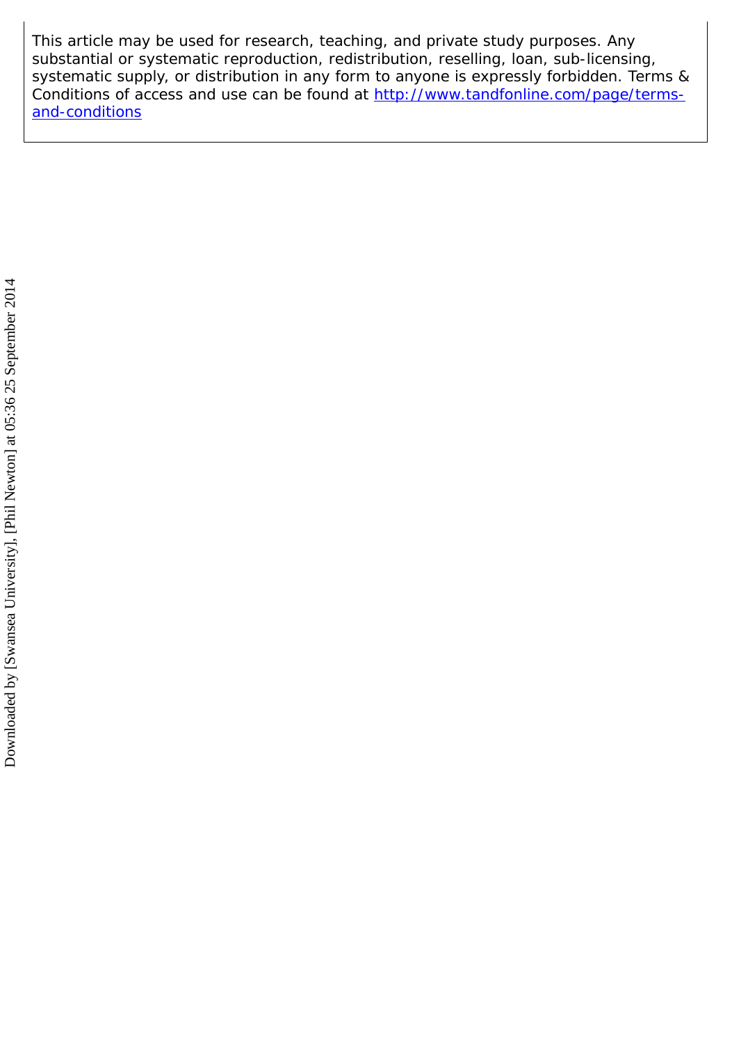This article may be used for research, teaching, and private study purposes. Any substantial or systematic reproduction, redistribution, reselling, loan, sub-licensing, systematic supply, or distribution in any form to anyone is expressly forbidden. Terms & Conditions of access and use can be found at http://www.tandfonline.com/page/terms-and-conditions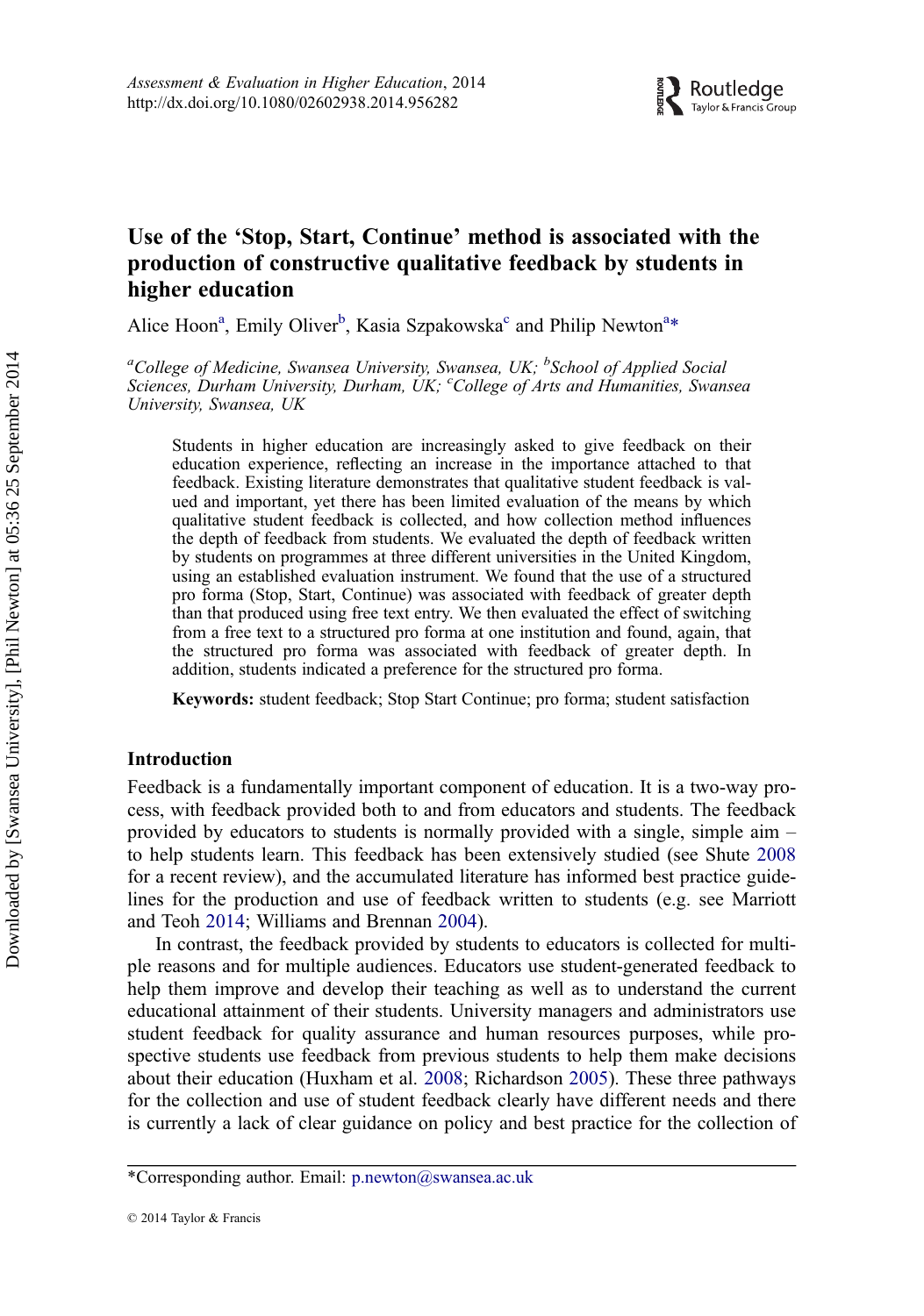# Use of the 'Stop, Start, Continue' method is associated with the production of constructive qualitative feedback by students in higher education

Alice Hoon[a], Emily Oliver[b], Kasia Szpakowska[c] and Philip Newton[a]*

[a]*College of Medicine, Swansea University, Swansea, UK;* [b]*School of Applied Social Sciences, Durham University, Durham, UK;* [c]*College of Arts and Humanities, Swansea University, Swansea, UK*

Students in higher education are increasingly asked to give feedback on their education experience, reflecting an increase in the importance attached to that feedback. Existing literature demonstrates that qualitative student feedback is valued and important, yet there has been limited evaluation of the means by which qualitative student feedback is collected, and how collection method influences the depth of feedback from students. We evaluated the depth of feedback written by students on programmes at three different universities in the United Kingdom, using an established evaluation instrument. We found that the use of a structured pro forma (Stop, Start, Continue) was associated with feedback of greater depth than that produced using free text entry. We then evaluated the effect of switching from a free text to a structured pro forma at one institution and found, again, that the structured pro forma was associated with feedback of greater depth. In addition, students indicated a preference for the structured pro forma.

**Keywords:** student feedback; Stop Start Continue; pro forma; student satisfaction

## Introduction

Feedback is a fundamentally important component of education. It is a two-way process, with feedback provided both to and from educators and students. The feedback provided by educators to students is normally provided with a single, simple aim – to help students learn. This feedback has been extensively studied (see Shute 2008 for a recent review), and the accumulated literature has informed best practice guidelines for the production and use of feedback written to students (e.g. see Marriott and Teoh 2014; Williams and Brennan 2004).

In contrast, the feedback provided by students to educators is collected for multiple reasons and for multiple audiences. Educators use student-generated feedback to help them improve and develop their teaching as well as to understand the current educational attainment of their students. University managers and administrators use student feedback for quality assurance and human resources purposes, while prospective students use feedback from previous students to help them make decisions about their education (Huxham et al. 2008; Richardson 2005). These three pathways for the collection and use of student feedback clearly have different needs and there is currently a lack of clear guidance on policy and best practice for the collection of

*Corresponding author. Email: p.newton@swansea.ac.uk

© 2014 Taylor & Francis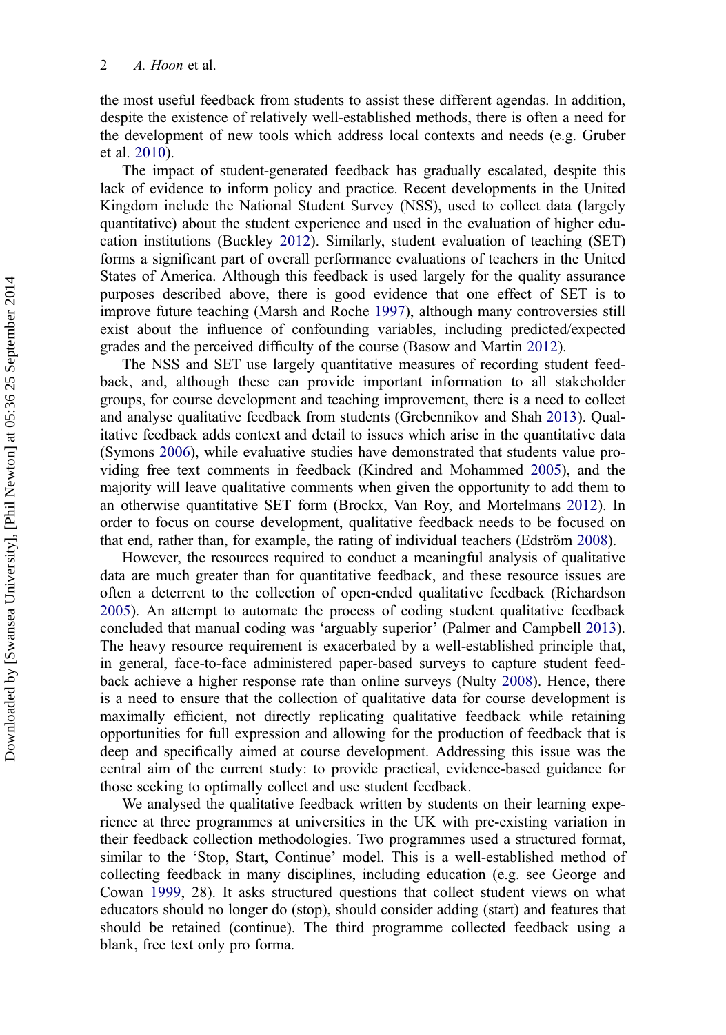the most useful feedback from students to assist these different agendas. In addition, despite the existence of relatively well-established methods, there is often a need for the development of new tools which address local contexts and needs (e.g. Gruber et al. 2010).

The impact of student-generated feedback has gradually escalated, despite this lack of evidence to inform policy and practice. Recent developments in the United Kingdom include the National Student Survey (NSS), used to collect data (largely quantitative) about the student experience and used in the evaluation of higher education institutions (Buckley 2012). Similarly, student evaluation of teaching (SET) forms a significant part of overall performance evaluations of teachers in the United States of America. Although this feedback is used largely for the quality assurance purposes described above, there is good evidence that one effect of SET is to improve future teaching (Marsh and Roche 1997), although many controversies still exist about the influence of confounding variables, including predicted/expected grades and the perceived difficulty of the course (Basow and Martin 2012).

The NSS and SET use largely quantitative measures of recording student feedback, and, although these can provide important information to all stakeholder groups, for course development and teaching improvement, there is a need to collect and analyse qualitative feedback from students (Grebennikov and Shah 2013). Qualitative feedback adds context and detail to issues which arise in the quantitative data (Symons 2006), while evaluative studies have demonstrated that students value providing free text comments in feedback (Kindred and Mohammed 2005), and the majority will leave qualitative comments when given the opportunity to add them to an otherwise quantitative SET form (Brockx, Van Roy, and Mortelmans 2012). In order to focus on course development, qualitative feedback needs to be focused on that end, rather than, for example, the rating of individual teachers (Edström 2008).

However, the resources required to conduct a meaningful analysis of qualitative data are much greater than for quantitative feedback, and these resource issues are often a deterrent to the collection of open-ended qualitative feedback (Richardson 2005). An attempt to automate the process of coding student qualitative feedback concluded that manual coding was 'arguably superior' (Palmer and Campbell 2013). The heavy resource requirement is exacerbated by a well-established principle that, in general, face-to-face administered paper-based surveys to capture student feedback achieve a higher response rate than online surveys (Nulty 2008). Hence, there is a need to ensure that the collection of qualitative data for course development is maximally efficient, not directly replicating qualitative feedback while retaining opportunities for full expression and allowing for the production of feedback that is deep and specifically aimed at course development. Addressing this issue was the central aim of the current study: to provide practical, evidence-based guidance for those seeking to optimally collect and use student feedback.

We analysed the qualitative feedback written by students on their learning experience at three programmes at universities in the UK with pre-existing variation in their feedback collection methodologies. Two programmes used a structured format, similar to the 'Stop, Start, Continue' model. This is a well-established method of collecting feedback in many disciplines, including education (e.g. see George and Cowan 1999, 28). It asks structured questions that collect student views on what educators should no longer do (stop), should consider adding (start) and features that should be retained (continue). The third programme collected feedback using a blank, free text only pro forma.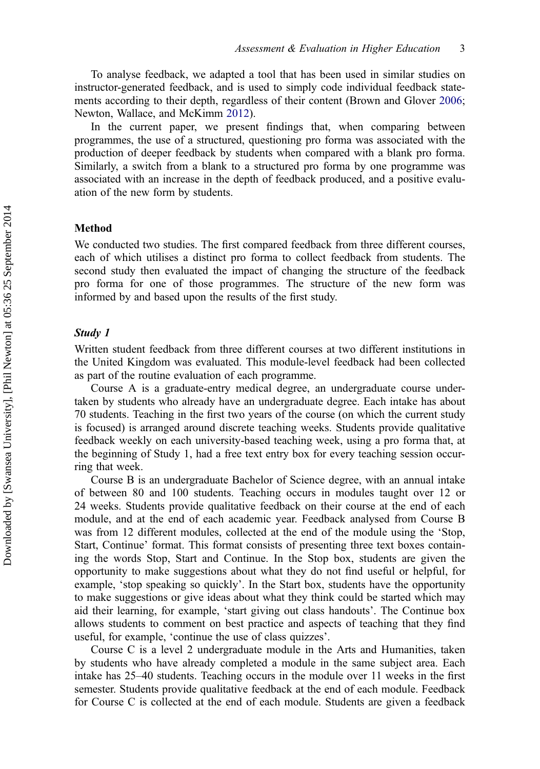To analyse feedback, we adapted a tool that has been used in similar studies on instructor-generated feedback, and is used to simply code individual feedback statements according to their depth, regardless of their content (Brown and Glover 2006; Newton, Wallace, and McKimm 2012).

In the current paper, we present findings that, when comparing between programmes, the use of a structured, questioning pro forma was associated with the production of deeper feedback by students when compared with a blank pro forma. Similarly, a switch from a blank to a structured pro forma by one programme was associated with an increase in the depth of feedback produced, and a positive evaluation of the new form by students.

## Method

We conducted two studies. The first compared feedback from three different courses, each of which utilises a distinct pro forma to collect feedback from students. The second study then evaluated the impact of changing the structure of the feedback pro forma for one of those programmes. The structure of the new form was informed by and based upon the results of the first study.

### *Study 1*

Written student feedback from three different courses at two different institutions in the United Kingdom was evaluated. This module-level feedback had been collected as part of the routine evaluation of each programme.

Course A is a graduate-entry medical degree, an undergraduate course undertaken by students who already have an undergraduate degree. Each intake has about 70 students. Teaching in the first two years of the course (on which the current study is focused) is arranged around discrete teaching weeks. Students provide qualitative feedback weekly on each university-based teaching week, using a pro forma that, at the beginning of Study 1, had a free text entry box for every teaching session occurring that week.

Course B is an undergraduate Bachelor of Science degree, with an annual intake of between 80 and 100 students. Teaching occurs in modules taught over 12 or 24 weeks. Students provide qualitative feedback on their course at the end of each module, and at the end of each academic year. Feedback analysed from Course B was from 12 different modules, collected at the end of the module using the 'Stop, Start, Continue' format. This format consists of presenting three text boxes containing the words Stop, Start and Continue. In the Stop box, students are given the opportunity to make suggestions about what they do not find useful or helpful, for example, 'stop speaking so quickly'. In the Start box, students have the opportunity to make suggestions or give ideas about what they think could be started which may aid their learning, for example, 'start giving out class handouts'. The Continue box allows students to comment on best practice and aspects of teaching that they find useful, for example, 'continue the use of class quizzes'.

Course C is a level 2 undergraduate module in the Arts and Humanities, taken by students who have already completed a module in the same subject area. Each intake has 25–40 students. Teaching occurs in the module over 11 weeks in the first semester. Students provide qualitative feedback at the end of each module. Feedback for Course C is collected at the end of each module. Students are given a feedback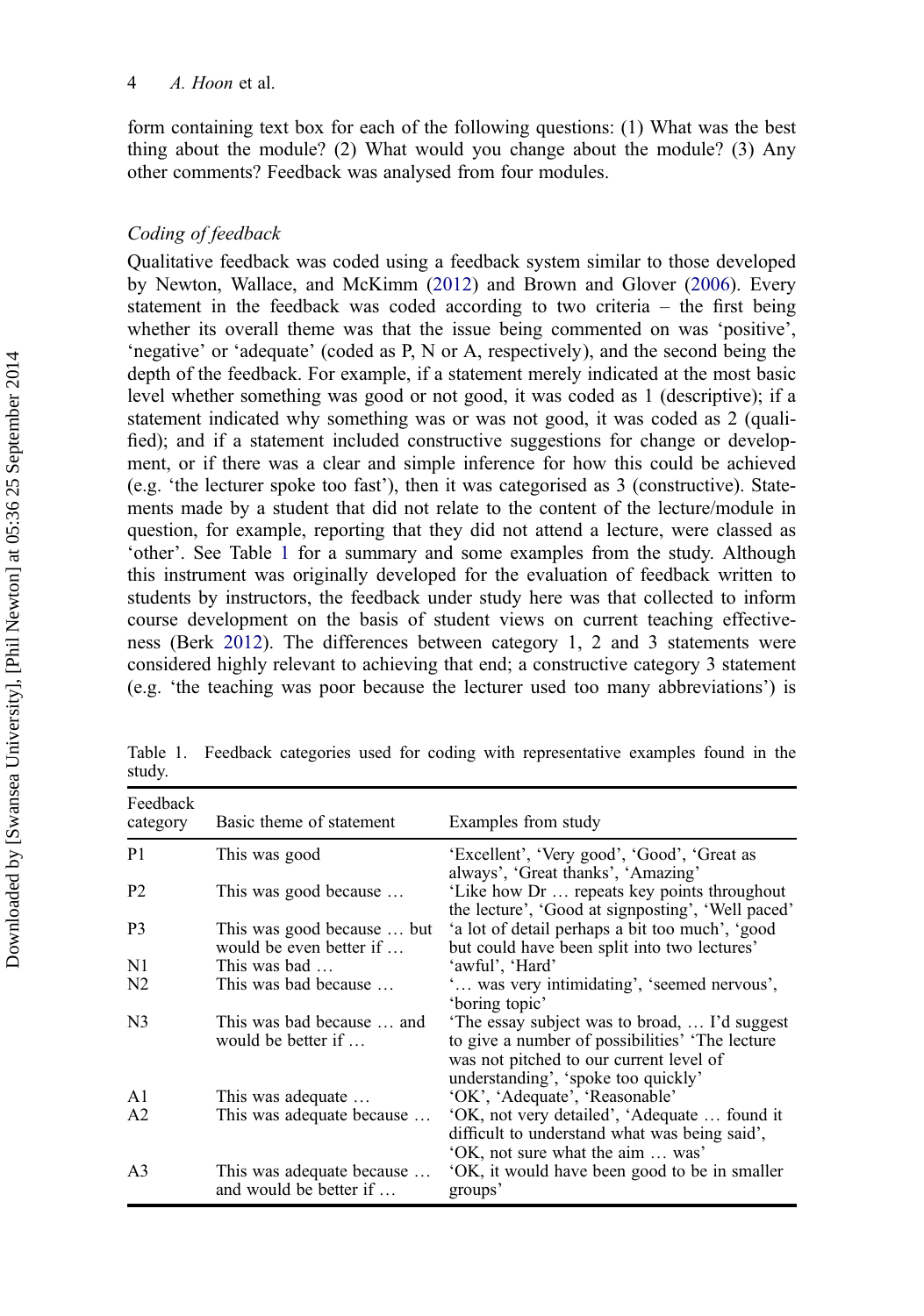form containing text box for each of the following questions: (1) What was the best thing about the module? (2) What would you change about the module? (3) Any other comments? Feedback was analysed from four modules.

### *Coding of feedback*

Qualitative feedback was coded using a feedback system similar to those developed by Newton, Wallace, and McKimm (2012) and Brown and Glover (2006). Every statement in the feedback was coded according to two criteria – the first being whether its overall theme was that the issue being commented on was 'positive', 'negative' or 'adequate' (coded as P, N or A, respectively), and the second being the depth of the feedback. For example, if a statement merely indicated at the most basic level whether something was good or not good, it was coded as 1 (descriptive); if a statement indicated why something was or was not good, it was coded as 2 (qualified); and if a statement included constructive suggestions for change or development, or if there was a clear and simple inference for how this could be achieved (e.g. 'the lecturer spoke too fast'), then it was categorised as 3 (constructive). Statements made by a student that did not relate to the content of the lecture/module in question, for example, reporting that they did not attend a lecture, were classed as 'other'. See Table 1 for a summary and some examples from the study. Although this instrument was originally developed for the evaluation of feedback written to students by instructors, the feedback under study here was that collected to inform course development on the basis of student views on current teaching effectiveness (Berk 2012). The differences between category 1, 2 and 3 statements were considered highly relevant to achieving that end; a constructive category 3 statement (e.g. 'the teaching was poor because the lecturer used too many abbreviations') is

Table 1. Feedback categories used for coding with representative examples found in the study.

| Feedback category | Basic theme of statement | Examples from study |
|---|---|---|
| P1 | This was good | 'Excellent', 'Very good', 'Good', 'Great as always', 'Great thanks', 'Amazing' |
| P2 | This was good because … | 'Like how Dr … repeats key points throughout the lecture', 'Good at signposting', 'Well paced' |
| P3 | This was good because … but would be even better if … | 'a lot of detail perhaps a bit too much', 'good but could have been split into two lectures' |
| N1 | This was bad … | 'awful', 'Hard' |
| N2 | This was bad because … | '… was very intimidating', 'seemed nervous', 'boring topic' |
| N3 | This was bad because … and would be better if … | 'The essay subject was to broad, … I'd suggest to give a number of possibilities' 'The lecture was not pitched to our current level of understanding', 'spoke too quickly' |
| A1 | This was adequate … | 'OK', 'Adequate', 'Reasonable' |
| A2 | This was adequate because … | 'OK, not very detailed', 'Adequate … found it difficult to understand what was being said', 'OK, not sure what the aim … was' |
| A3 | This was adequate because … and would be better if … | 'OK, it would have been good to be in smaller groups' |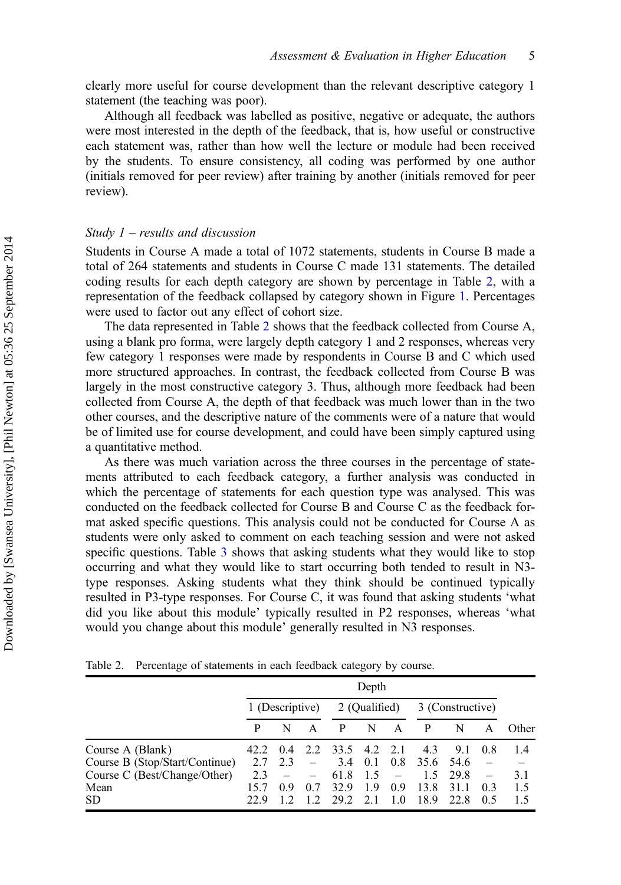clearly more useful for course development than the relevant descriptive category 1 statement (the teaching was poor).

Although all feedback was labelled as positive, negative or adequate, the authors were most interested in the depth of the feedback, that is, how useful or constructive each statement was, rather than how well the lecture or module had been received by the students. To ensure consistency, all coding was performed by one author (initials removed for peer review) after training by another (initials removed for peer review).

### *Study 1 – results and discussion*

Students in Course A made a total of 1072 statements, students in Course B made a total of 264 statements and students in Course C made 131 statements. The detailed coding results for each depth category are shown by percentage in Table 2, with a representation of the feedback collapsed by category shown in Figure 1. Percentages were used to factor out any effect of cohort size.

The data represented in Table 2 shows that the feedback collected from Course A, using a blank pro forma, were largely depth category 1 and 2 responses, whereas very few category 1 responses were made by respondents in Course B and C which used more structured approaches. In contrast, the feedback collected from Course B was largely in the most constructive category 3. Thus, although more feedback had been collected from Course A, the depth of that feedback was much lower than in the two other courses, and the descriptive nature of the comments were of a nature that would be of limited use for course development, and could have been simply captured using a quantitative method.

As there was much variation across the three courses in the percentage of statements attributed to each feedback category, a further analysis was conducted in which the percentage of statements for each question type was analysed. This was conducted on the feedback collected for Course B and Course C as the feedback format asked specific questions. This analysis could not be conducted for Course A as students were only asked to comment on each teaching session and were not asked specific questions. Table 3 shows that asking students what they would like to stop occurring and what they would like to start occurring both tended to result in N3-type responses. Asking students what they think should be continued typically resulted in P3-type responses. For Course C, it was found that asking students 'what did you like about this module' typically resulted in P2 responses, whereas 'what would you change about this module' generally resulted in N3 responses.

Table 2. Percentage of statements in each feedback category by course.

| | Depth | | | | | | | | | |
|---|---|---|---|---|---|---|---|---|---|---|
| | 1 (Descriptive) | | | 2 (Qualified) | | | 3 (Constructive) | | | |
| | P | N | A | P | N | A | P | N | A | Other |
| Course A (Blank) | 42.2 | 0.4 | 2.2 | 33.5 | 4.2 | 2.1 | 4.3 | 9.1 | 0.8 | 1.4 |
| Course B (Stop/Start/Continue) | 2.7 | 2.3 | – | 3.4 | 0.1 | 0.8 | 35.6 | 54.6 | – | – |
| Course C (Best/Change/Other) | 2.3 | – | – | 61.8 | 1.5 | – | 1.5 | 29.8 | – | 3.1 |
| Mean | 15.7 | 0.9 | 0.7 | 32.9 | 1.9 | 0.9 | 13.8 | 31.1 | 0.3 | 1.5 |
| SD | 22.9 | 1.2 | 1.2 | 29.2 | 2.1 | 1.0 | 18.9 | 22.8 | 0.5 | 1.5 |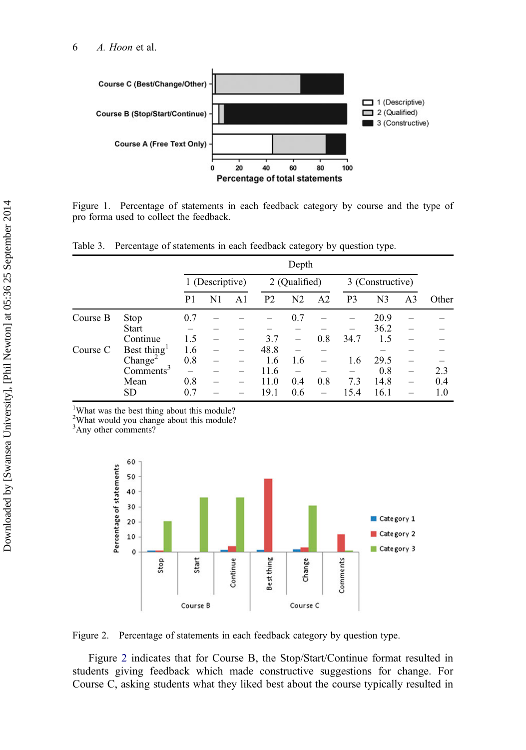Figure 1. Percentage of statements in each feedback category by course and the type of pro forma used to collect the feedback.

Table 3. Percentage of statements in each feedback category by question type.

| | | Depth | | | | | | | | | |
|---|---|---|---|---|---|---|---|---|---|---|---|
| | | 1 (Descriptive) | | | 2 (Qualified) | | | 3 (Constructive) | | | |
| | | P1 | N1 | A1 | P2 | N2 | A2 | P3 | N3 | A3 | Other |
| Course B | Stop | 0.7 | – | – | – | 0.7 | – | – | 20.9 | – | – |
| | Start | – | – | – | – | – | – | – | 36.2 | – | – |
| | Continue | 1.5 | – | – | 3.7 | – | 0.8 | 34.7 | 1.5 | – | – |
| Course C | Best thing[1] | 1.6 | – | – | 48.8 | – | – | | – | – | – |
| | Change[2] | 0.8 | – | – | 1.6 | 1.6 | – | 1.6 | 29.5 | – | – |
| | Comments[3] | – | – | – | 11.6 | – | – | – | 0.8 | – | 2.3 |
| | Mean | 0.8 | – | – | 11.0 | 0.4 | 0.8 | 7.3 | 14.8 | – | 0.4 |
| | SD | 0.7 | – | – | 19.1 | 0.6 | – | 15.4 | 16.1 | – | 1.0 |

[1]What was the best thing about this module?
[2]What would you change about this module?
[3]Any other comments?

Figure 2. Percentage of statements in each feedback category by question type.

Figure 2 indicates that for Course B, the Stop/Start/Continue format resulted in students giving feedback which made constructive suggestions for change. For Course C, asking students what they liked best about the course typically resulted in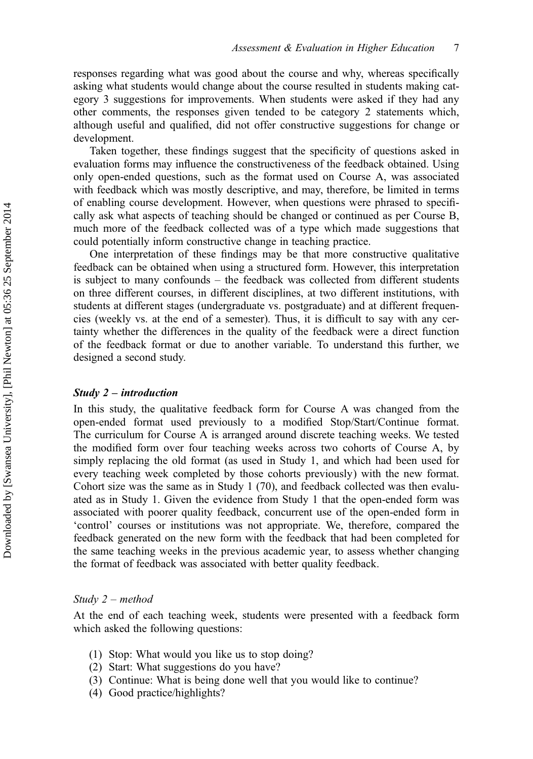responses regarding what was good about the course and why, whereas specifically asking what students would change about the course resulted in students making category 3 suggestions for improvements. When students were asked if they had any other comments, the responses given tended to be category 2 statements which, although useful and qualified, did not offer constructive suggestions for change or development.

Taken together, these findings suggest that the specificity of questions asked in evaluation forms may influence the constructiveness of the feedback obtained. Using only open-ended questions, such as the format used on Course A, was associated with feedback which was mostly descriptive, and may, therefore, be limited in terms of enabling course development. However, when questions were phrased to specifically ask what aspects of teaching should be changed or continued as per Course B, much more of the feedback collected was of a type which made suggestions that could potentially inform constructive change in teaching practice.

One interpretation of these findings may be that more constructive qualitative feedback can be obtained when using a structured form. However, this interpretation is subject to many confounds – the feedback was collected from different students on three different courses, in different disciplines, at two different institutions, with students at different stages (undergraduate vs. postgraduate) and at different frequencies (weekly vs. at the end of a semester). Thus, it is difficult to say with any certainty whether the differences in the quality of the feedback were a direct function of the feedback format or due to another variable. To understand this further, we designed a second study.

### *Study 2 – introduction*

In this study, the qualitative feedback form for Course A was changed from the open-ended format used previously to a modified Stop/Start/Continue format. The curriculum for Course A is arranged around discrete teaching weeks. We tested the modified form over four teaching weeks across two cohorts of Course A, by simply replacing the old format (as used in Study 1, and which had been used for every teaching week completed by those cohorts previously) with the new format. Cohort size was the same as in Study 1 (70), and feedback collected was then evaluated as in Study 1. Given the evidence from Study 1 that the open-ended form was associated with poorer quality feedback, concurrent use of the open-ended form in 'control' courses or institutions was not appropriate. We, therefore, compared the feedback generated on the new form with the feedback that had been completed for the same teaching weeks in the previous academic year, to assess whether changing the format of feedback was associated with better quality feedback.

#### *Study 2 – method*

At the end of each teaching week, students were presented with a feedback form which asked the following questions:

(1) Stop: What would you like us to stop doing?
(2) Start: What suggestions do you have?
(3) Continue: What is being done well that you would like to continue?
(4) Good practice/highlights?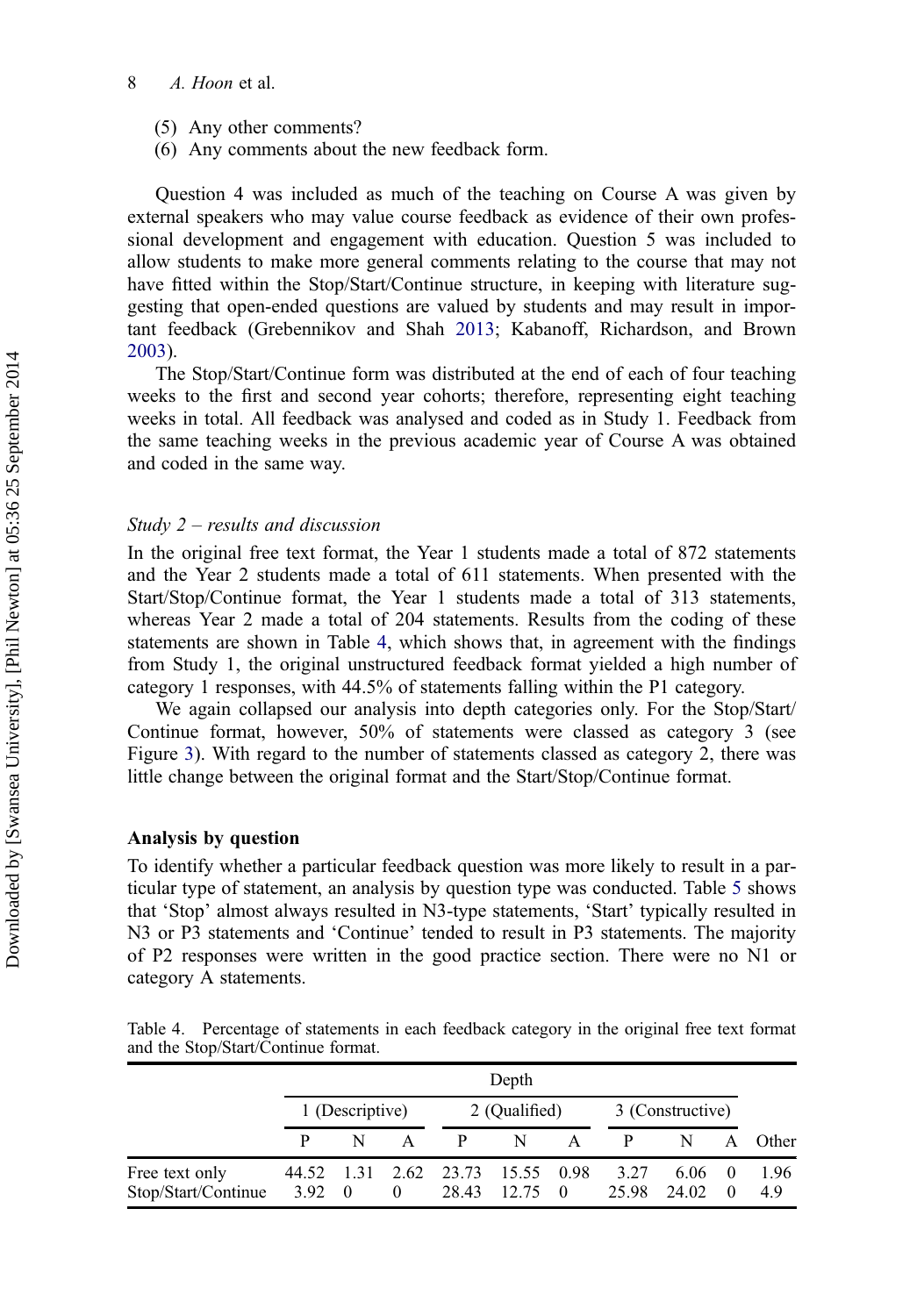(5) Any other comments?
(6) Any comments about the new feedback form.

Question 4 was included as much of the teaching on Course A was given by external speakers who may value course feedback as evidence of their own professional development and engagement with education. Question 5 was included to allow students to make more general comments relating to the course that may not have fitted within the Stop/Start/Continue structure, in keeping with literature suggesting that open-ended questions are valued by students and may result in important feedback (Grebennikov and Shah 2013; Kabanoff, Richardson, and Brown 2003).

The Stop/Start/Continue form was distributed at the end of each of four teaching weeks to the first and second year cohorts; therefore, representing eight teaching weeks in total. All feedback was analysed and coded as in Study 1. Feedback from the same teaching weeks in the previous academic year of Course A was obtained and coded in the same way.

### *Study 2 – results and discussion*

In the original free text format, the Year 1 students made a total of 872 statements and the Year 2 students made a total of 611 statements. When presented with the Start/Stop/Continue format, the Year 1 students made a total of 313 statements, whereas Year 2 made a total of 204 statements. Results from the coding of these statements are shown in Table 4, which shows that, in agreement with the findings from Study 1, the original unstructured feedback format yielded a high number of category 1 responses, with 44.5% of statements falling within the P1 category.

We again collapsed our analysis into depth categories only. For the Stop/Start/Continue format, however, 50% of statements were classed as category 3 (see Figure 3). With regard to the number of statements classed as category 2, there was little change between the original format and the Start/Stop/Continue format.

### **Analysis by question**

To identify whether a particular feedback question was more likely to result in a particular type of statement, an analysis by question type was conducted. Table 5 shows that 'Stop' almost always resulted in N3-type statements, 'Start' typically resulted in N3 or P3 statements and 'Continue' tended to result in P3 statements. The majority of P2 responses were written in the good practice section. There were no N1 or category A statements.

Table 4. Percentage of statements in each feedback category in the original free text format and the Stop/Start/Continue format.

| | Depth | | | | | | | | | |
|---|---|---|---|---|---|---|---|---|---|---|
| | 1 (Descriptive) | | | 2 (Qualified) | | | 3 (Constructive) | | | |
| | P | N | A | P | N | A | P | N | A | Other |
| Free text only | 44.52 | 1.31 | 2.62 | 23.73 | 15.55 | 0.98 | 3.27 | 6.06 | 0 | 1.96 |
| Stop/Start/Continue | 3.92 | 0 | 0 | 28.43 | 12.75 | 0 | 25.98 | 24.02 | 0 | 4.9 |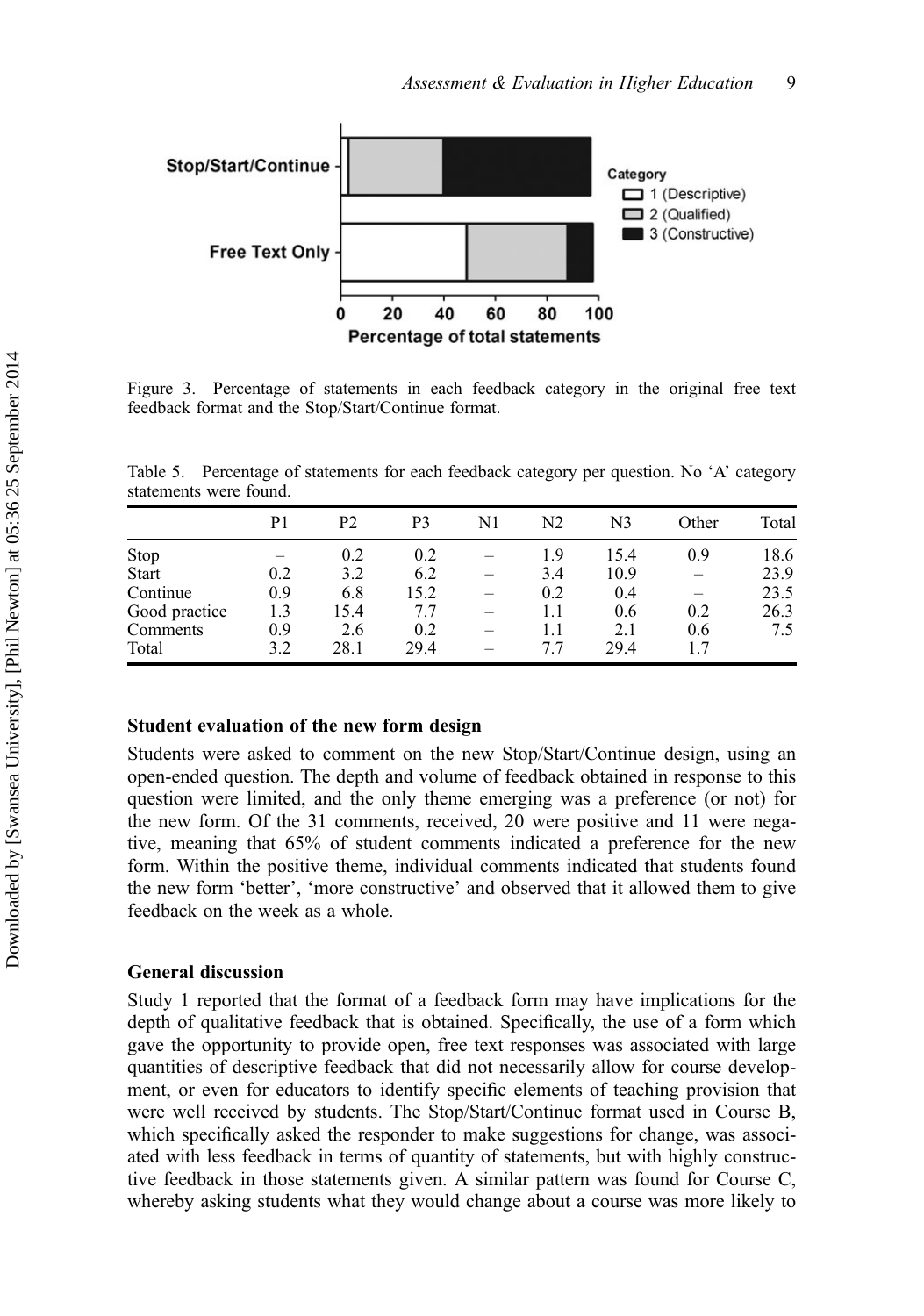Figure 3. Percentage of statements in each feedback category in the original free text feedback format and the Stop/Start/Continue format.

Table 5. Percentage of statements for each feedback category per question. No 'A' category statements were found.

| | P1 | P2 | P3 | N1 | N2 | N3 | Other | Total |
|---|---|---|---|---|---|---|---|---|
| Stop | – | 0.2 | 0.2 | – | 1.9 | 15.4 | 0.9 | 18.6 |
| Start | 0.2 | 3.2 | 6.2 | – | 3.4 | 10.9 | – | 23.9 |
| Continue | 0.9 | 6.8 | 15.2 | – | 0.2 | 0.4 | – | 23.5 |
| Good practice | 1.3 | 15.4 | 7.7 | – | 1.1 | 0.6 | 0.2 | 26.3 |
| Comments | 0.9 | 2.6 | 0.2 | – | 1.1 | 2.1 | 0.6 | 7.5 |
| Total | 3.2 | 28.1 | 29.4 | – | 7.7 | 29.4 | 1.7 | |

### Student evaluation of the new form design

Students were asked to comment on the new Stop/Start/Continue design, using an open-ended question. The depth and volume of feedback obtained in response to this question were limited, and the only theme emerging was a preference (or not) for the new form. Of the 31 comments, received, 20 were positive and 11 were negative, meaning that 65% of student comments indicated a preference for the new form. Within the positive theme, individual comments indicated that students found the new form 'better', 'more constructive' and observed that it allowed them to give feedback on the week as a whole.

### General discussion

Study 1 reported that the format of a feedback form may have implications for the depth of qualitative feedback that is obtained. Specifically, the use of a form which gave the opportunity to provide open, free text responses was associated with large quantities of descriptive feedback that did not necessarily allow for course development, or even for educators to identify specific elements of teaching provision that were well received by students. The Stop/Start/Continue format used in Course B, which specifically asked the responder to make suggestions for change, was associated with less feedback in terms of quantity of statements, but with highly constructive feedback in those statements given. A similar pattern was found for Course C, whereby asking students what they would change about a course was more likely to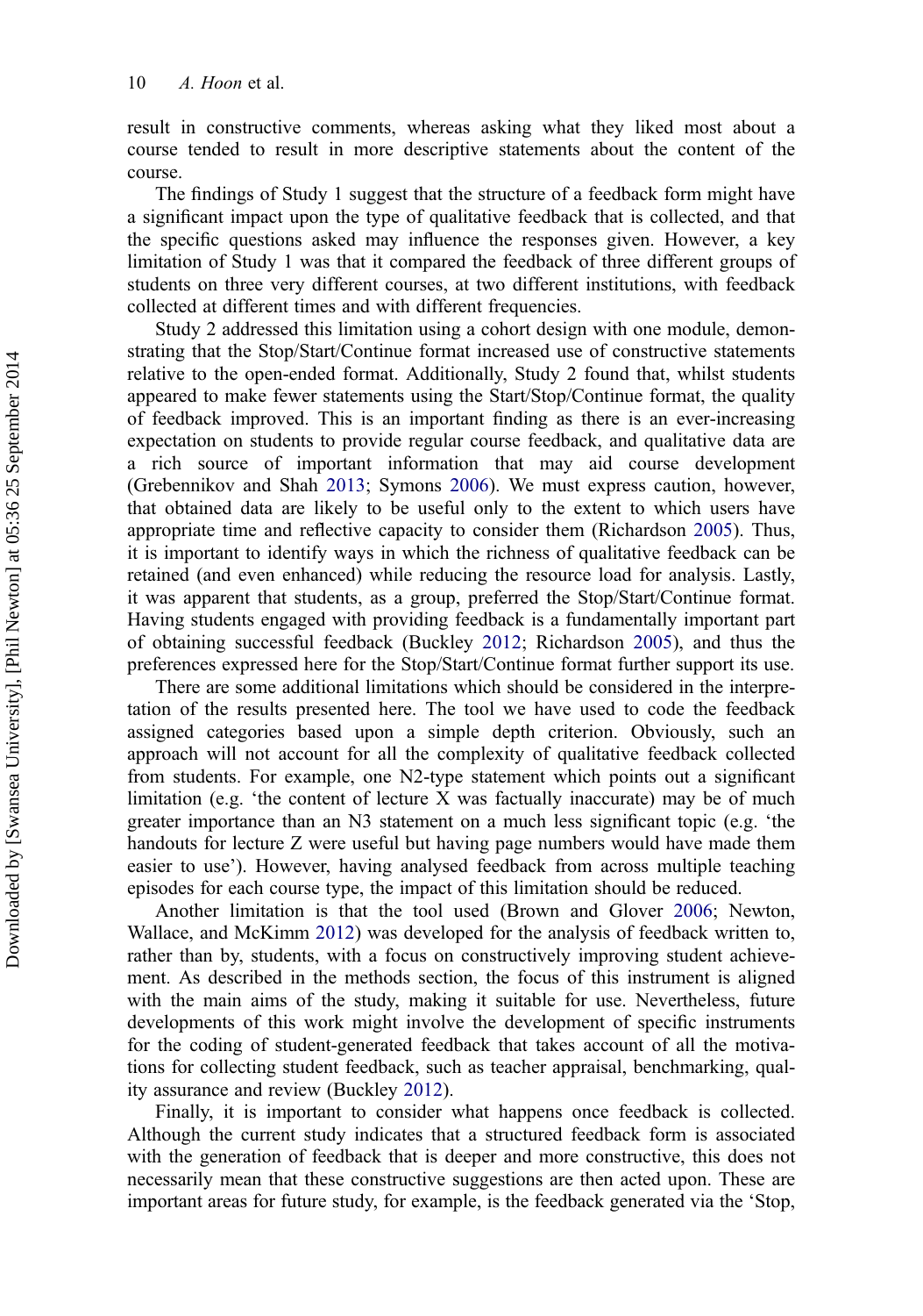result in constructive comments, whereas asking what they liked most about a course tended to result in more descriptive statements about the content of the course.

The findings of Study 1 suggest that the structure of a feedback form might have a significant impact upon the type of qualitative feedback that is collected, and that the specific questions asked may influence the responses given. However, a key limitation of Study 1 was that it compared the feedback of three different groups of students on three very different courses, at two different institutions, with feedback collected at different times and with different frequencies.

Study 2 addressed this limitation using a cohort design with one module, demonstrating that the Stop/Start/Continue format increased use of constructive statements relative to the open-ended format. Additionally, Study 2 found that, whilst students appeared to make fewer statements using the Start/Stop/Continue format, the quality of feedback improved. This is an important finding as there is an ever-increasing expectation on students to provide regular course feedback, and qualitative data are a rich source of important information that may aid course development (Grebennikov and Shah 2013; Symons 2006). We must express caution, however, that obtained data are likely to be useful only to the extent to which users have appropriate time and reflective capacity to consider them (Richardson 2005). Thus, it is important to identify ways in which the richness of qualitative feedback can be retained (and even enhanced) while reducing the resource load for analysis. Lastly, it was apparent that students, as a group, preferred the Stop/Start/Continue format. Having students engaged with providing feedback is a fundamentally important part of obtaining successful feedback (Buckley 2012; Richardson 2005), and thus the preferences expressed here for the Stop/Start/Continue format further support its use.

There are some additional limitations which should be considered in the interpretation of the results presented here. The tool we have used to code the feedback assigned categories based upon a simple depth criterion. Obviously, such an approach will not account for all the complexity of qualitative feedback collected from students. For example, one N2-type statement which points out a significant limitation (e.g. 'the content of lecture X was factually inaccurate) may be of much greater importance than an N3 statement on a much less significant topic (e.g. 'the handouts for lecture Z were useful but having page numbers would have made them easier to use'). However, having analysed feedback from across multiple teaching episodes for each course type, the impact of this limitation should be reduced.

Another limitation is that the tool used (Brown and Glover 2006; Newton, Wallace, and McKimm 2012) was developed for the analysis of feedback written to, rather than by, students, with a focus on constructively improving student achievement. As described in the methods section, the focus of this instrument is aligned with the main aims of the study, making it suitable for use. Nevertheless, future developments of this work might involve the development of specific instruments for the coding of student-generated feedback that takes account of all the motivations for collecting student feedback, such as teacher appraisal, benchmarking, quality assurance and review (Buckley 2012).

Finally, it is important to consider what happens once feedback is collected. Although the current study indicates that a structured feedback form is associated with the generation of feedback that is deeper and more constructive, this does not necessarily mean that these constructive suggestions are then acted upon. These are important areas for future study, for example, is the feedback generated via the 'Stop,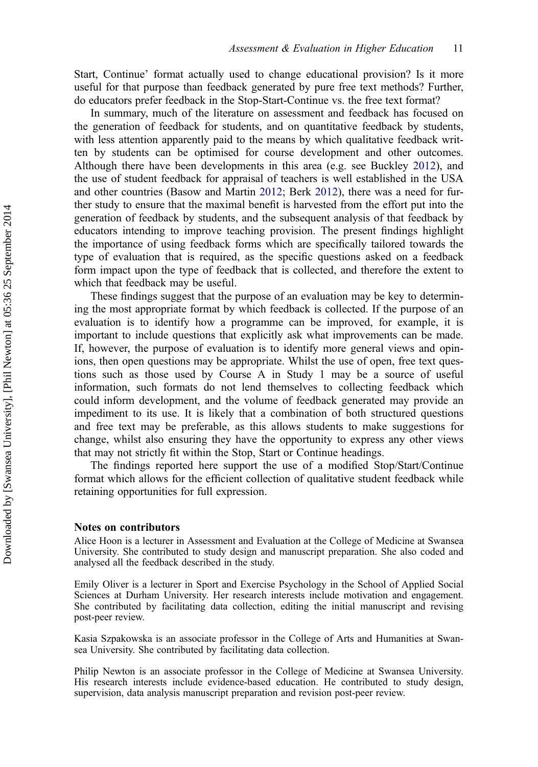Start, Continue' format actually used to change educational provision? Is it more useful for that purpose than feedback generated by pure free text methods? Further, do educators prefer feedback in the Stop-Start-Continue vs. the free text format?

In summary, much of the literature on assessment and feedback has focused on the generation of feedback for students, and on quantitative feedback by students, with less attention apparently paid to the means by which qualitative feedback written by students can be optimised for course development and other outcomes. Although there have been developments in this area (e.g. see Buckley 2012), and the use of student feedback for appraisal of teachers is well established in the USA and other countries (Basow and Martin 2012; Berk 2012), there was a need for further study to ensure that the maximal benefit is harvested from the effort put into the generation of feedback by students, and the subsequent analysis of that feedback by educators intending to improve teaching provision. The present findings highlight the importance of using feedback forms which are specifically tailored towards the type of evaluation that is required, as the specific questions asked on a feedback form impact upon the type of feedback that is collected, and therefore the extent to which that feedback may be useful.

These findings suggest that the purpose of an evaluation may be key to determining the most appropriate format by which feedback is collected. If the purpose of an evaluation is to identify how a programme can be improved, for example, it is important to include questions that explicitly ask what improvements can be made. If, however, the purpose of evaluation is to identify more general views and opinions, then open questions may be appropriate. Whilst the use of open, free text questions such as those used by Course A in Study 1 may be a source of useful information, such formats do not lend themselves to collecting feedback which could inform development, and the volume of feedback generated may provide an impediment to its use. It is likely that a combination of both structured questions and free text may be preferable, as this allows students to make suggestions for change, whilst also ensuring they have the opportunity to express any other views that may not strictly fit within the Stop, Start or Continue headings.

The findings reported here support the use of a modified Stop/Start/Continue format which allows for the efficient collection of qualitative student feedback while retaining opportunities for full expression.

## Notes on contributors

Alice Hoon is a lecturer in Assessment and Evaluation at the College of Medicine at Swansea University. She contributed to study design and manuscript preparation. She also coded and analysed all the feedback described in the study.

Emily Oliver is a lecturer in Sport and Exercise Psychology in the School of Applied Social Sciences at Durham University. Her research interests include motivation and engagement. She contributed by facilitating data collection, editing the initial manuscript and revising post-peer review.

Kasia Szpakowska is an associate professor in the College of Arts and Humanities at Swansea University. She contributed by facilitating data collection.

Philip Newton is an associate professor in the College of Medicine at Swansea University. His research interests include evidence-based education. He contributed to study design, supervision, data analysis manuscript preparation and revision post-peer review.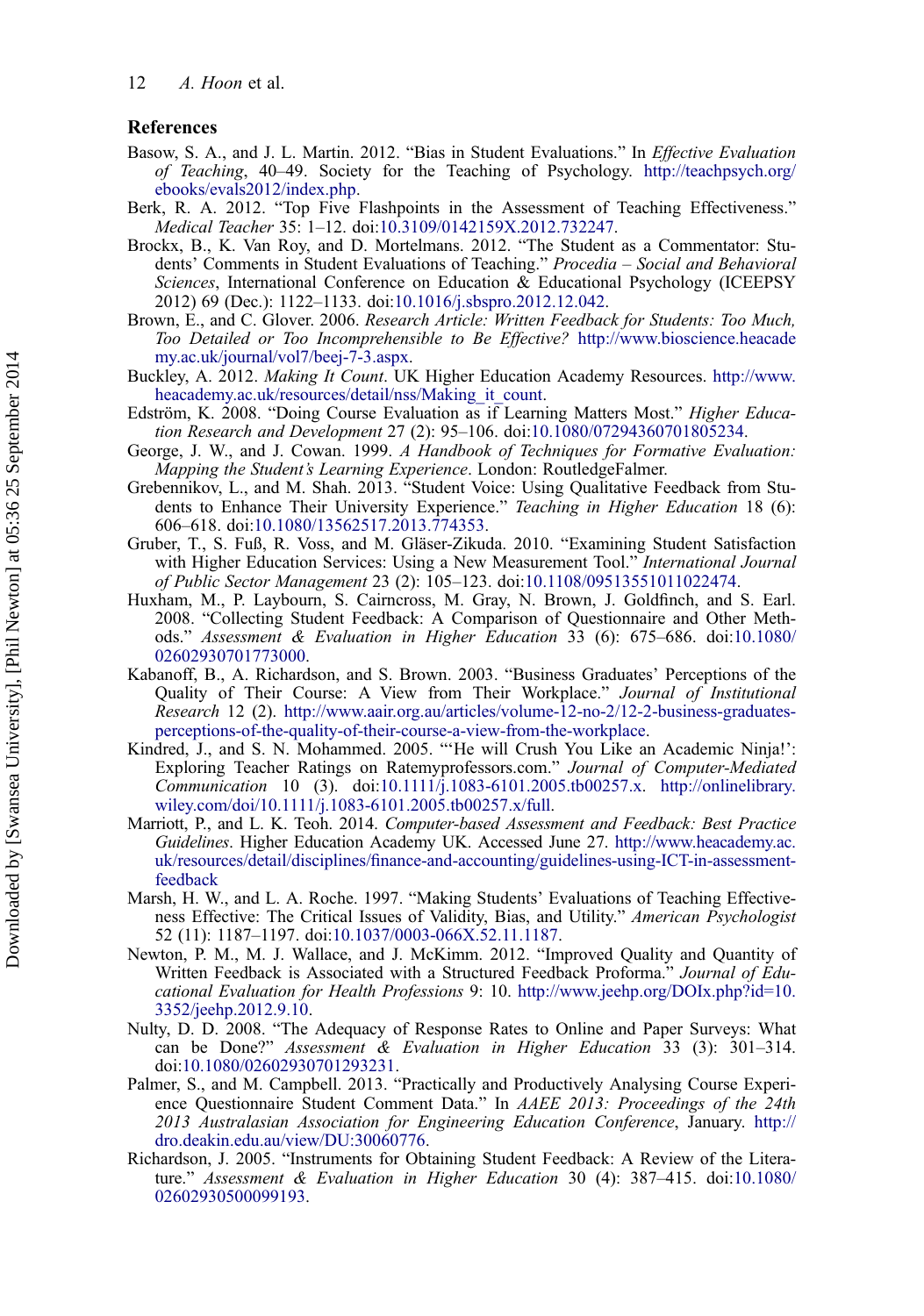## References

Basow, S. A., and J. L. Martin. 2012. "Bias in Student Evaluations." In *Effective Evaluation of Teaching*, 40–49. Society for the Teaching of Psychology. http://teachpsych.org/ebooks/evals2012/index.php.

Berk, R. A. 2012. "Top Five Flashpoints in the Assessment of Teaching Effectiveness." *Medical Teacher* 35: 1–12. doi:10.3109/0142159X.2012.732247.

Brockx, B., K. Van Roy, and D. Mortelmans. 2012. "The Student as a Commentator: Students' Comments in Student Evaluations of Teaching." *Procedia – Social and Behavioral Sciences*, International Conference on Education & Educational Psychology (ICEEPSY 2012) 69 (Dec.): 1122–1133. doi:10.1016/j.sbspro.2012.12.042.

Brown, E., and C. Glover. 2006. *Research Article: Written Feedback for Students: Too Much, Too Detailed or Too Incomprehensible to Be Effective?* http://www.bioscience.heacademy.ac.uk/journal/vol7/beej-7-3.aspx.

Buckley, A. 2012. *Making It Count*. UK Higher Education Academy Resources. http://www.heacademy.ac.uk/resources/detail/nss/Making_it_count.

Edström, K. 2008. "Doing Course Evaluation as if Learning Matters Most." *Higher Education Research and Development* 27 (2): 95–106. doi:10.1080/07294360701805234.

George, J. W., and J. Cowan. 1999. *A Handbook of Techniques for Formative Evaluation: Mapping the Student's Learning Experience*. London: RoutledgeFalmer.

Grebennikov, L., and M. Shah. 2013. "Student Voice: Using Qualitative Feedback from Students to Enhance Their University Experience." *Teaching in Higher Education* 18 (6): 606–618. doi:10.1080/13562517.2013.774353.

Gruber, T., S. Fuß, R. Voss, and M. Gläser-Zikuda. 2010. "Examining Student Satisfaction with Higher Education Services: Using a New Measurement Tool." *International Journal of Public Sector Management* 23 (2): 105–123. doi:10.1108/09513551011022474.

Huxham, M., P. Laybourn, S. Cairncross, M. Gray, N. Brown, J. Goldfinch, and S. Earl. 2008. "Collecting Student Feedback: A Comparison of Questionnaire and Other Methods." *Assessment & Evaluation in Higher Education* 33 (6): 675–686. doi:10.1080/02602930701773000.

Kabanoff, B., A. Richardson, and S. Brown. 2003. "Business Graduates' Perceptions of the Quality of Their Course: A View from Their Workplace." *Journal of Institutional Research* 12 (2). http://www.aair.org.au/articles/volume-12-no-2/12-2-business-graduates-perceptions-of-the-quality-of-their-course-a-view-from-the-workplace.

Kindred, J., and S. N. Mohammed. 2005. "'He will Crush You Like an Academic Ninja!': Exploring Teacher Ratings on Ratemyprofessors.com." *Journal of Computer-Mediated Communication* 10 (3). doi:10.1111/j.1083-6101.2005.tb00257.x. http://onlinelibrary.wiley.com/doi/10.1111/j.1083-6101.2005.tb00257.x/full.

Marriott, P., and L. K. Teoh. 2014. *Computer-based Assessment and Feedback: Best Practice Guidelines*. Higher Education Academy UK. Accessed June 27. http://www.heacademy.ac.uk/resources/detail/disciplines/finance-and-accounting/guidelines-using-ICT-in-assessment-feedback

Marsh, H. W., and L. A. Roche. 1997. "Making Students' Evaluations of Teaching Effectiveness Effective: The Critical Issues of Validity, Bias, and Utility." *American Psychologist* 52 (11): 1187–1197. doi:10.1037/0003-066X.52.11.1187.

Newton, P. M., M. J. Wallace, and J. McKimm. 2012. "Improved Quality and Quantity of Written Feedback is Associated with a Structured Feedback Proforma." *Journal of Educational Evaluation for Health Professions* 9: 10. http://www.jeehp.org/DOIx.php?id=10.3352/jeehp.2012.9.10.

Nulty, D. D. 2008. "The Adequacy of Response Rates to Online and Paper Surveys: What can be Done?" *Assessment & Evaluation in Higher Education* 33 (3): 301–314. doi:10.1080/02602930701293231.

Palmer, S., and M. Campbell. 2013. "Practically and Productively Analysing Course Experience Questionnaire Student Comment Data." In *AAEE 2013: Proceedings of the 24th 2013 Australasian Association for Engineering Education Conference*, January. http://dro.deakin.edu.au/view/DU:30060776.

Richardson, J. 2005. "Instruments for Obtaining Student Feedback: A Review of the Literature." *Assessment & Evaluation in Higher Education* 30 (4): 387–415. doi:10.1080/02602930500099193.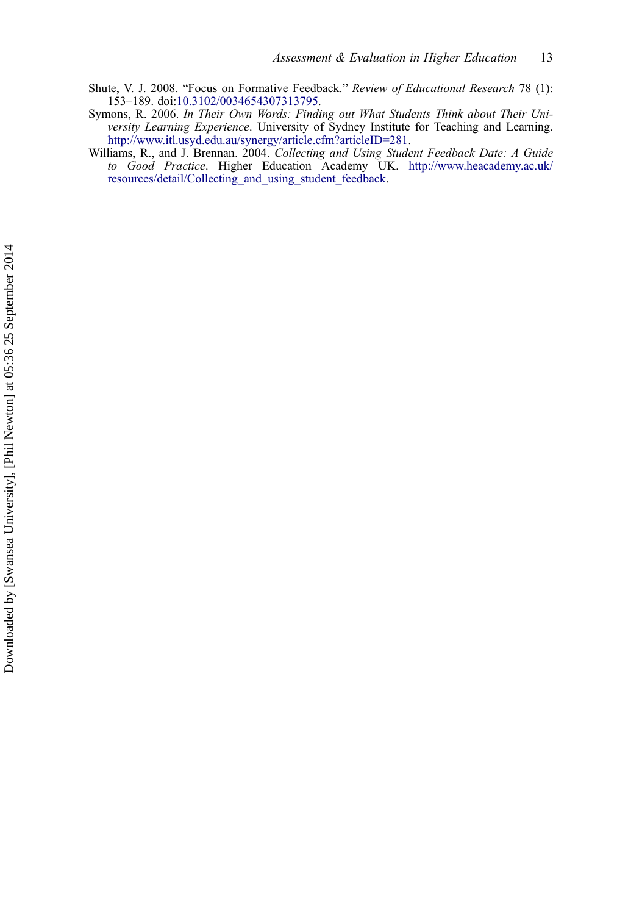Shute, V. J. 2008. "Focus on Formative Feedback." *Review of Educational Research* 78 (1): 153–189. doi:10.3102/0034654307313795.

Symons, R. 2006. *In Their Own Words: Finding out What Students Think about Their University Learning Experience*. University of Sydney Institute for Teaching and Learning. http://www.itl.usyd.edu.au/synergy/article.cfm?articleID=281.

Williams, R., and J. Brennan. 2004. *Collecting and Using Student Feedback Date: A Guide to Good Practice*. Higher Education Academy UK. http://www.heacademy.ac.uk/resources/detail/Collecting_and_using_student_feedback.